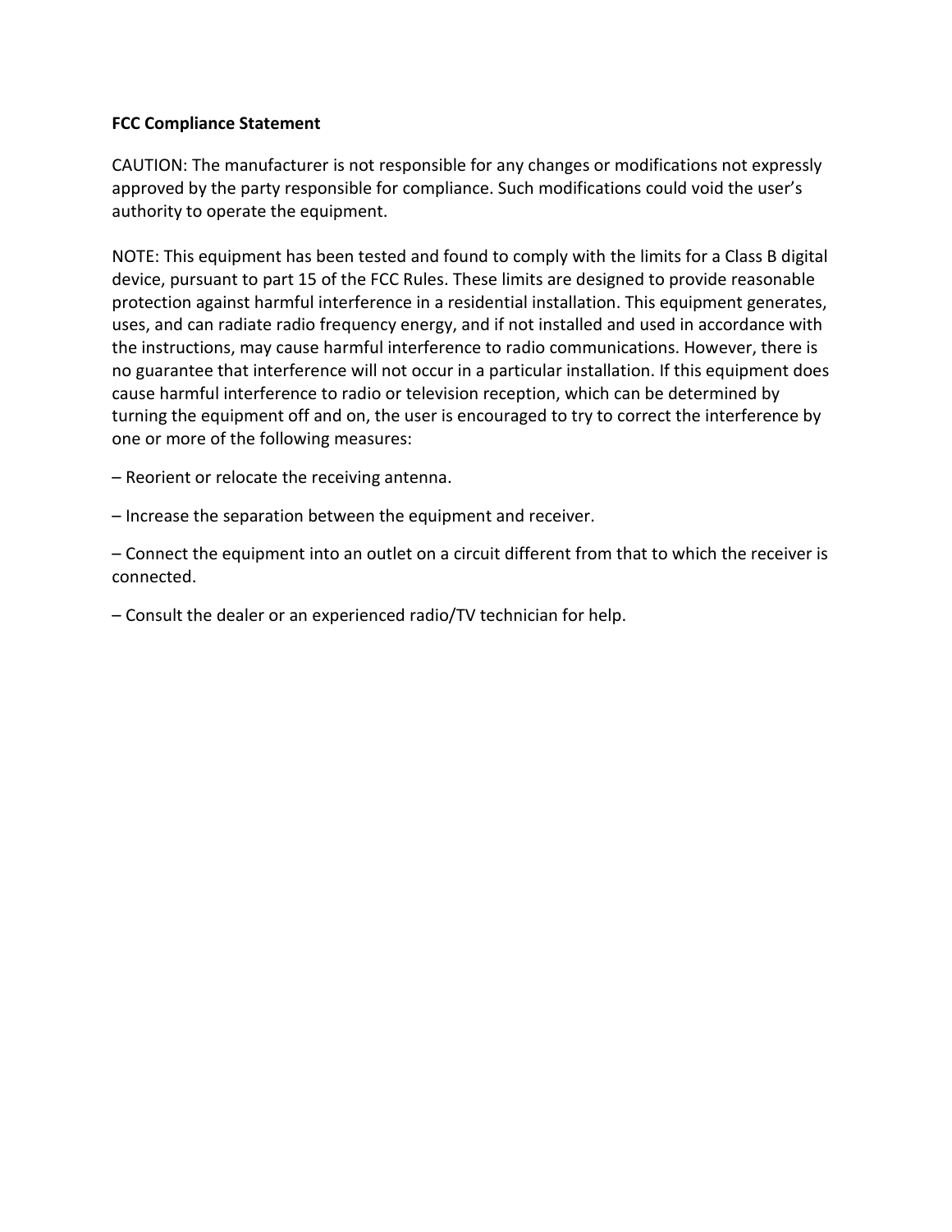**FCC Compliance Statement**

CAUTION: The manufacturer is not responsible for any changes or modifications not expressly approved by the party responsible for compliance. Such modifications could void the user's authority to operate the equipment.

NOTE: This equipment has been tested and found to comply with the limits for a Class B digital device, pursuant to part 15 of the FCC Rules. These limits are designed to provide reasonable protection against harmful interference in a residential installation. This equipment generates, uses, and can radiate radio frequency energy, and if not installed and used in accordance with the instructions, may cause harmful interference to radio communications. However, there is no guarantee that interference will not occur in a particular installation. If this equipment does cause harmful interference to radio or television reception, which can be determined by turning the equipment off and on, the user is encouraged to try to correct the interference by one or more of the following measures:

– Reorient or relocate the receiving antenna.

– Increase the separation between the equipment and receiver.

– Connect the equipment into an outlet on a circuit different from that to which the receiver is connected.

– Consult the dealer or an experienced radio/TV technician for help.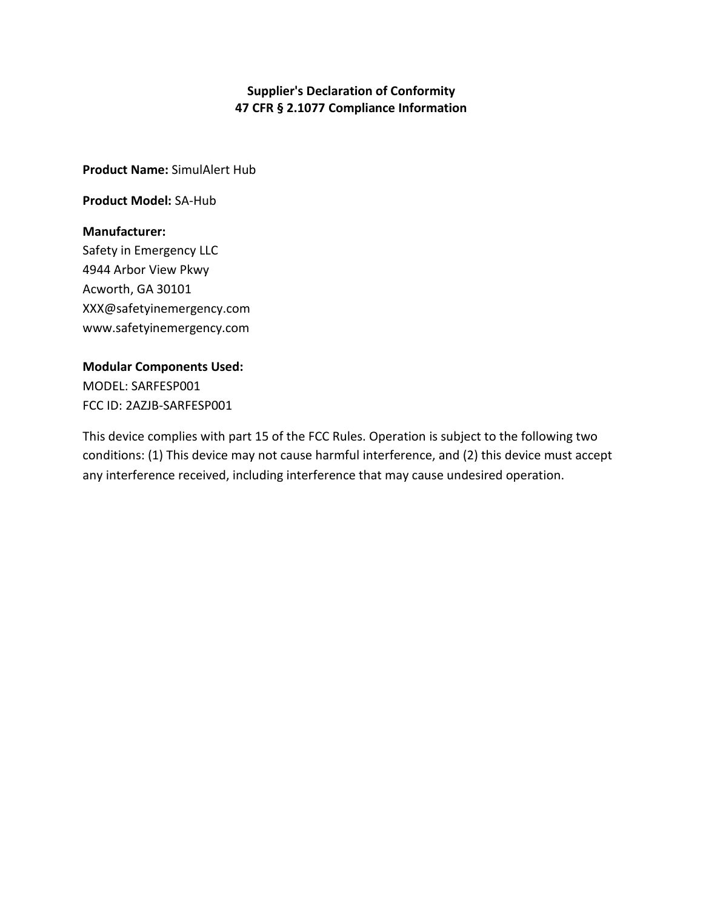**Supplier's Declaration of Conformity**
**47 CFR § 2.1077 Compliance Information**

**Product Name:** SimulAlert Hub

**Product Model:** SA-Hub

**Manufacturer:**
Safety in Emergency LLC
4944 Arbor View Pkwy
Acworth, GA 30101
XXX@safetyinemergency.com
www.safetyinemergency.com

**Modular Components Used:**
MODEL: SARFESP001
FCC ID: 2AZJB-SARFESP001

This device complies with part 15 of the FCC Rules. Operation is subject to the following two conditions: (1) This device may not cause harmful interference, and (2) this device must accept any interference received, including interference that may cause undesired operation.